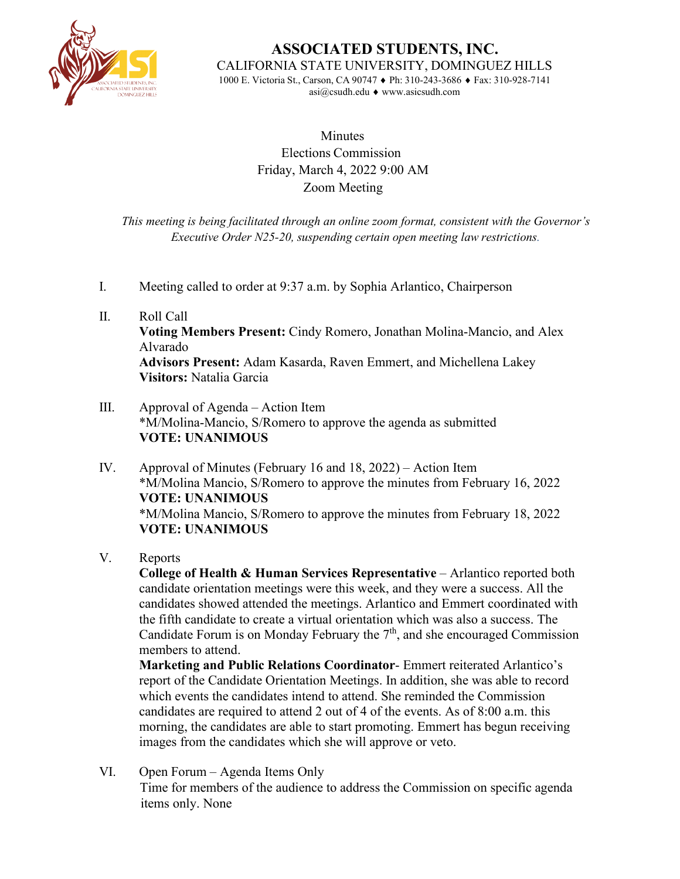# ASSOCIATED STUDENTS, INC.

CALIFORNIA STATE UNIVERSITY, DOMINGUEZ HILLS

1000 E. Victoria St., Carson, CA 90747 ♦ Ph: 310-243-3686 ♦ Fax: 310-928-7141
asi@csudh.edu ♦ www.asicsudh.com

Minutes
Elections Commission
Friday, March 4, 2022 9:00 AM
Zoom Meeting

*This meeting is being facilitated through an online zoom format, consistent with the Governor's Executive Order N25-20, suspending certain open meeting law restrictions.*

I. Meeting called to order at 9:37 a.m. by Sophia Arlantico, Chairperson

II. Roll Call
**Voting Members Present:** Cindy Romero, Jonathan Molina-Mancio, and Alex Alvarado
**Advisors Present:** Adam Kasarda, Raven Emmert, and Michellena Lakey
**Visitors:** Natalia Garcia

III. Approval of Agenda – Action Item
*M/Molina-Mancio, S/Romero to approve the agenda as submitted
**VOTE: UNANIMOUS**

IV. Approval of Minutes (February 16 and 18, 2022) – Action Item
*M/Molina Mancio, S/Romero to approve the minutes from February 16, 2022
**VOTE: UNANIMOUS**
*M/Molina Mancio, S/Romero to approve the minutes from February 18, 2022
**VOTE: UNANIMOUS**

V. Reports
**College of Health & Human Services Representative** – Arlantico reported both candidate orientation meetings were this week, and they were a success. All the candidates showed attended the meetings. Arlantico and Emmert coordinated with the fifth candidate to create a virtual orientation which was also a success. The Candidate Forum is on Monday February the 7th, and she encouraged Commission members to attend.
**Marketing and Public Relations Coordinator**- Emmert reiterated Arlantico's report of the Candidate Orientation Meetings. In addition, she was able to record which events the candidates intend to attend. She reminded the Commission candidates are required to attend 2 out of 4 of the events. As of 8:00 a.m. this morning, the candidates are able to start promoting. Emmert has begun receiving images from the candidates which she will approve or veto.

VI. Open Forum – Agenda Items Only
Time for members of the audience to address the Commission on specific agenda items only. None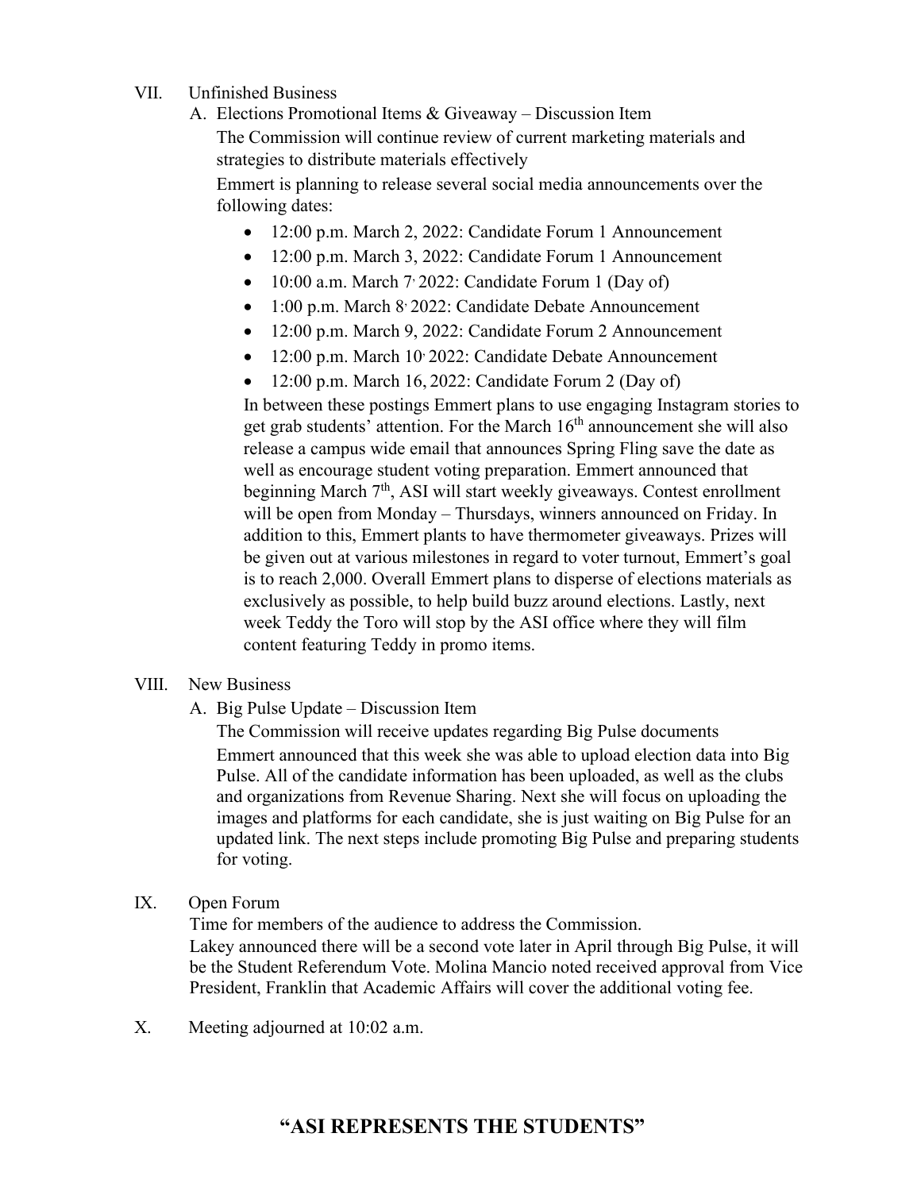VII. Unfinished Business

A. Elections Promotional Items & Giveaway – Discussion Item

The Commission will continue review of current marketing materials and strategies to distribute materials effectively

Emmert is planning to release several social media announcements over the following dates:

- 12:00 p.m. March 2, 2022: Candidate Forum 1 Announcement
- 12:00 p.m. March 3, 2022: Candidate Forum 1 Announcement
- 10:00 a.m. March 7, 2022: Candidate Forum 1 (Day of)
- 1:00 p.m. March 8, 2022: Candidate Debate Announcement
- 12:00 p.m. March 9, 2022: Candidate Forum 2 Announcement
- 12:00 p.m. March 10, 2022: Candidate Debate Announcement
- 12:00 p.m. March 16, 2022: Candidate Forum 2 (Day of)

In between these postings Emmert plans to use engaging Instagram stories to get grab students' attention. For the March 16th announcement she will also release a campus wide email that announces Spring Fling save the date as well as encourage student voting preparation. Emmert announced that beginning March 7th, ASI will start weekly giveaways. Contest enrollment will be open from Monday – Thursdays, winners announced on Friday. In addition to this, Emmert plants to have thermometer giveaways. Prizes will be given out at various milestones in regard to voter turnout, Emmert's goal is to reach 2,000. Overall Emmert plans to disperse of elections materials as exclusively as possible, to help build buzz around elections. Lastly, next week Teddy the Toro will stop by the ASI office where they will film content featuring Teddy in promo items.

VIII. New Business

A. Big Pulse Update – Discussion Item

The Commission will receive updates regarding Big Pulse documents

Emmert announced that this week she was able to upload election data into Big Pulse. All of the candidate information has been uploaded, as well as the clubs and organizations from Revenue Sharing. Next she will focus on uploading the images and platforms for each candidate, she is just waiting on Big Pulse for an updated link. The next steps include promoting Big Pulse and preparing students for voting.

IX. Open Forum

Time for members of the audience to address the Commission.

Lakey announced there will be a second vote later in April through Big Pulse, it will be the Student Referendum Vote. Molina Mancio noted received approval from Vice President, Franklin that Academic Affairs will cover the additional voting fee.

X. Meeting adjourned at 10:02 a.m.

**"ASI REPRESENTS THE STUDENTS"**